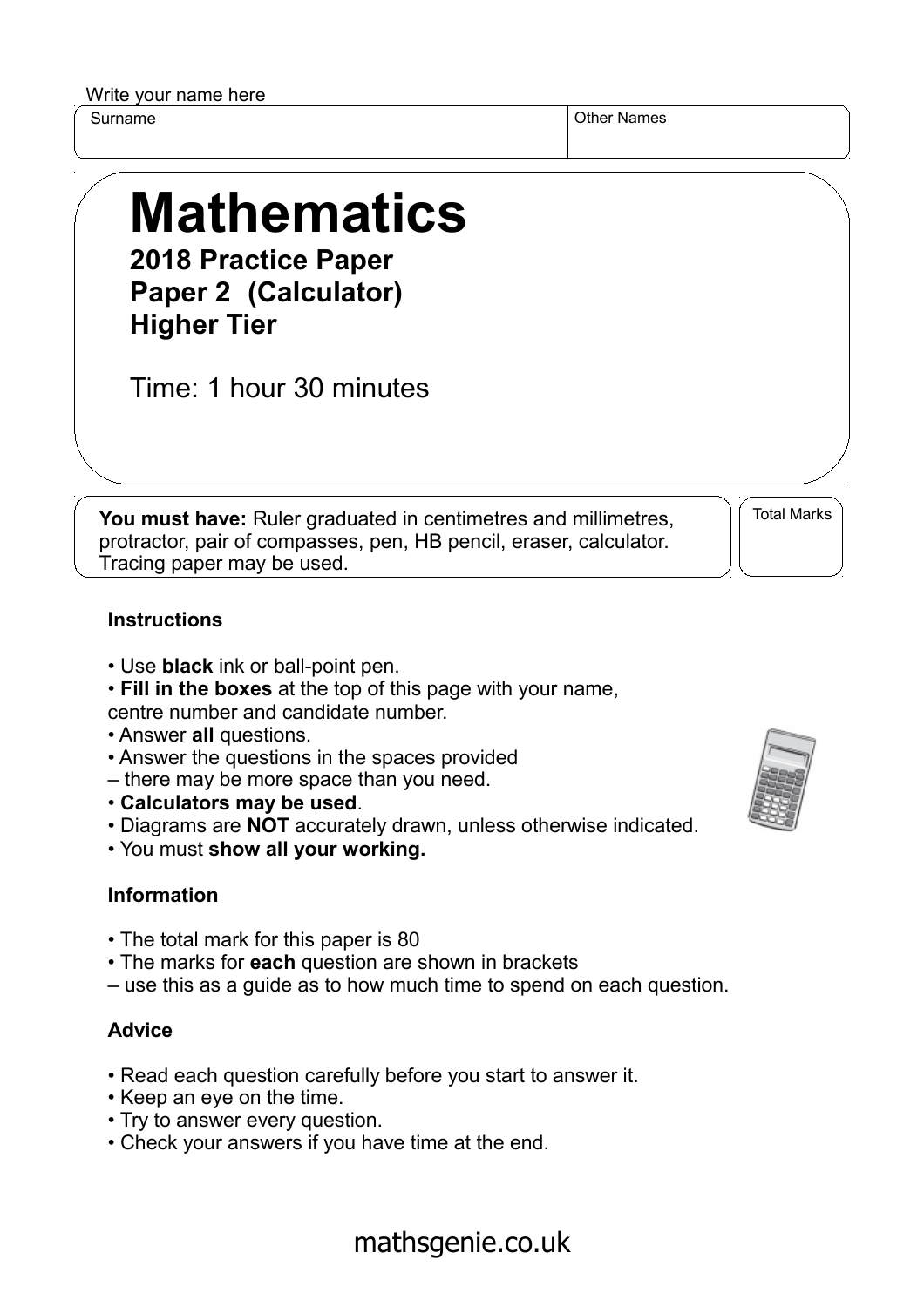Write your name here

| Surname | Other Names |
| --- | --- |
| | |

# Mathematics

**2018 Practice Paper**
**Paper 2 (Calculator)**
**Higher Tier**

Time: 1 hour 30 minutes

**You must have:** Ruler graduated in centimetres and millimetres, protractor, pair of compasses, pen, HB pencil, eraser, calculator. Tracing paper may be used.

Total Marks

### Instructions

- Use **black** ink or ball-point pen.
- **Fill in the boxes** at the top of this page with your name, centre number and candidate number.
- Answer **all** questions.
- Answer the questions in the spaces provided – there may be more space than you need.
- **Calculators may be used**.
- Diagrams are **NOT** accurately drawn, unless otherwise indicated.
- You must **show all your working.**

### Information

- The total mark for this paper is 80
- The marks for **each** question are shown in brackets – use this as a guide as to how much time to spend on each question.

### Advice

- Read each question carefully before you start to answer it.
- Keep an eye on the time.
- Try to answer every question.
- Check your answers if you have time at the end.

mathsgenie.co.uk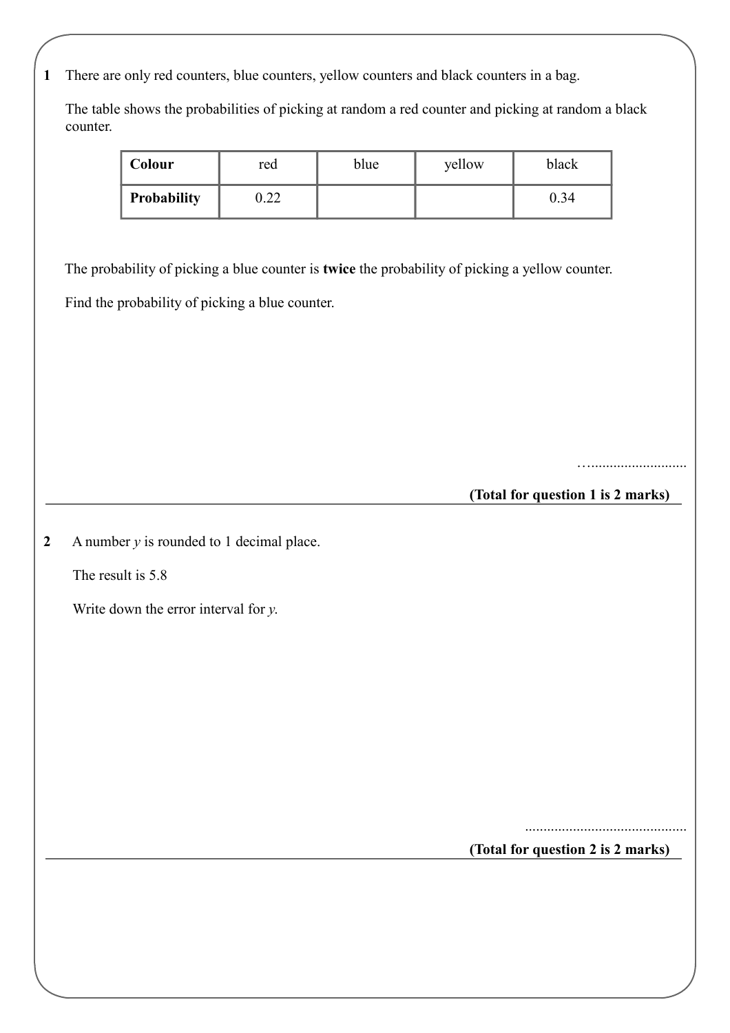**1** There are only red counters, blue counters, yellow counters and black counters in a bag.

The table shows the probabilities of picking at random a red counter and picking at random a black counter.

| **Colour** | red | blue | yellow | black |
|---|---|---|---|---|
| **Probability** | 0.22 | | | 0.34 |

The probability of picking a blue counter is **twice** the probability of picking a yellow counter.

Find the probability of picking a blue counter.

……..........................

**(Total for question 1 is 2 marks)**

---

**2** A number $y$ is rounded to 1 decimal place.

The result is 5.8

Write down the error interval for $y$.

............................................

**(Total for question 2 is 2 marks)**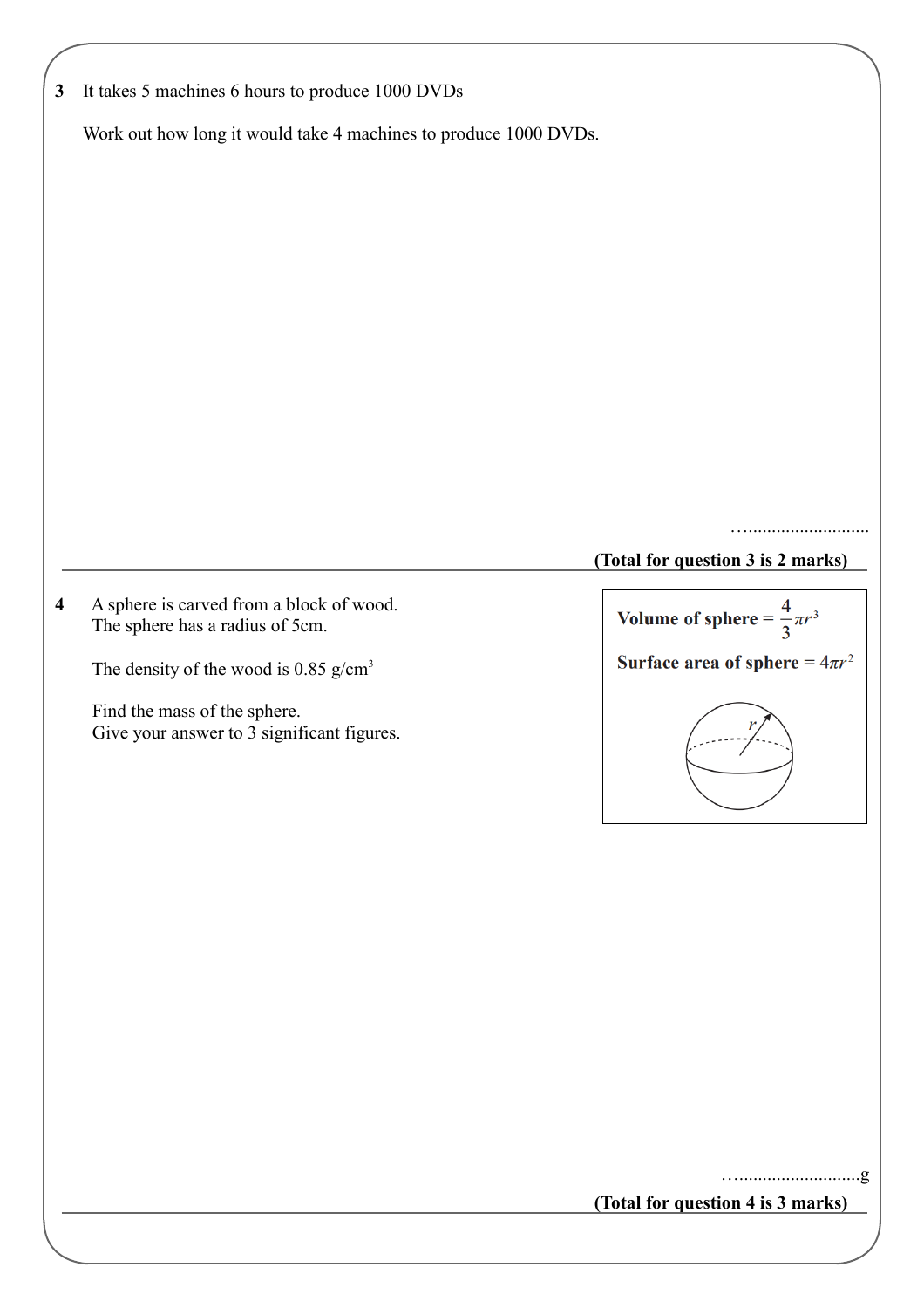**3** It takes 5 machines 6 hours to produce 1000 DVDs

Work out how long it would take 4 machines to produce 1000 DVDs.

…..........................

**(Total for question 3 is 2 marks)**

---

**4** A sphere is carved from a block of wood.
The sphere has a radius of 5cm.

The density of the wood is 0.85 g/cm$^3$

Find the mass of the sphere.
Give your answer to 3 significant figures.

**Volume of sphere** = $\frac{4}{3}\pi r^3$

**Surface area of sphere** = $4\pi r^2$

…..........................g

**(Total for question 4 is 3 marks)**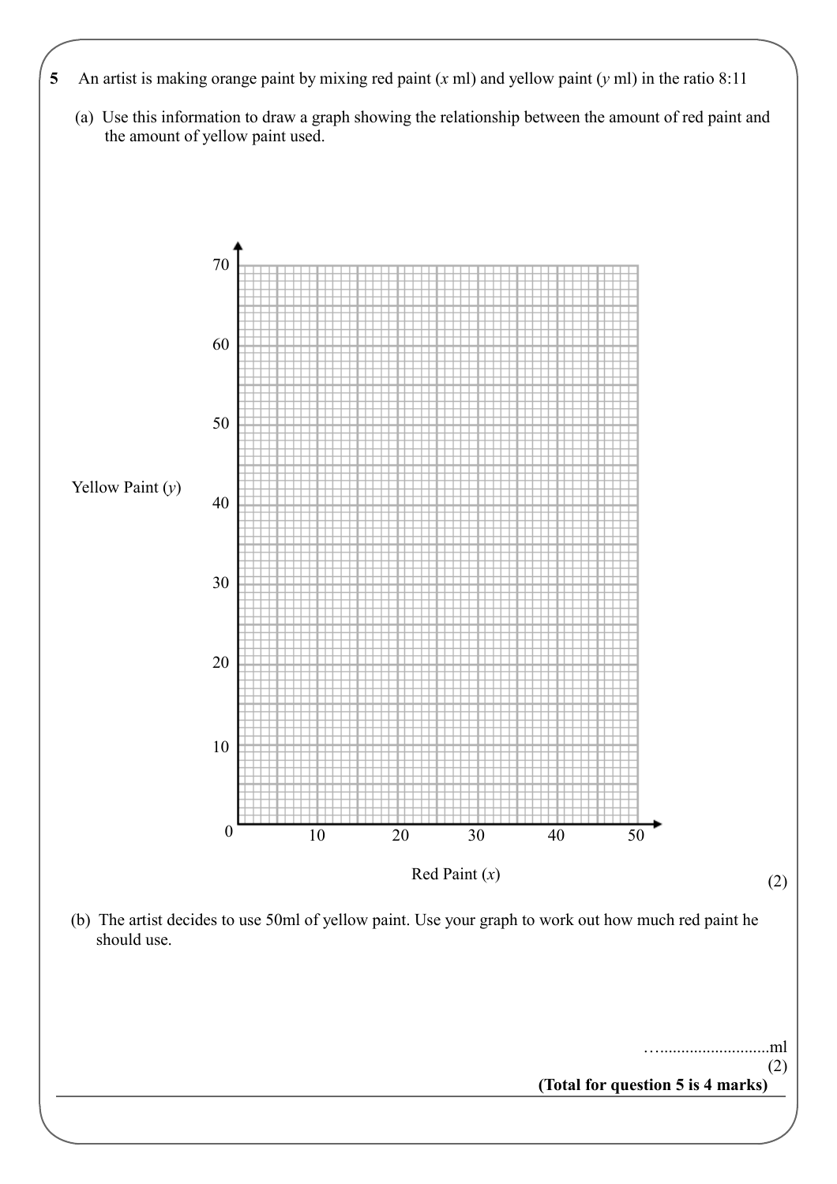**5** An artist is making orange paint by mixing red paint ($x$ ml) and yellow paint ($y$ ml) in the ratio 8:11

(a) Use this information to draw a graph showing the relationship between the amount of red paint and the amount of yellow paint used.

Yellow Paint ($y$)

70
60
50
40
30
20
10
0

10 20 30 40 50

Red Paint ($x$)

(2)

(b) The artist decides to use 50ml of yellow paint. Use your graph to work out how much red paint he should use.

…..........................ml

(2)

**(Total for question 5 is 4 marks)**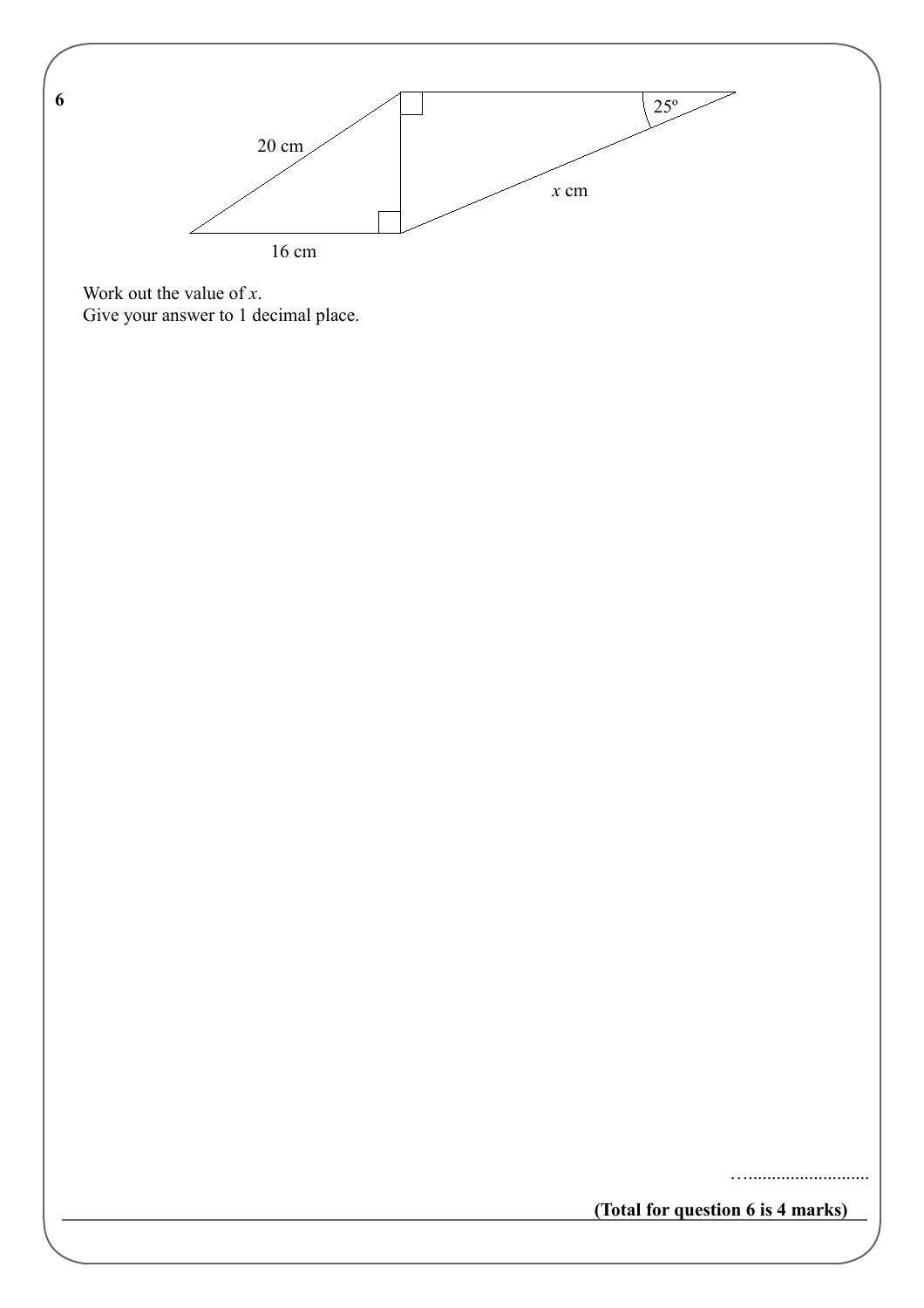**6**

20 cm

16 cm

$25°$

$x$ cm

Work out the value of $x$.
Give your answer to 1 decimal place.

…..........................

**(Total for question 6 is 4 marks)**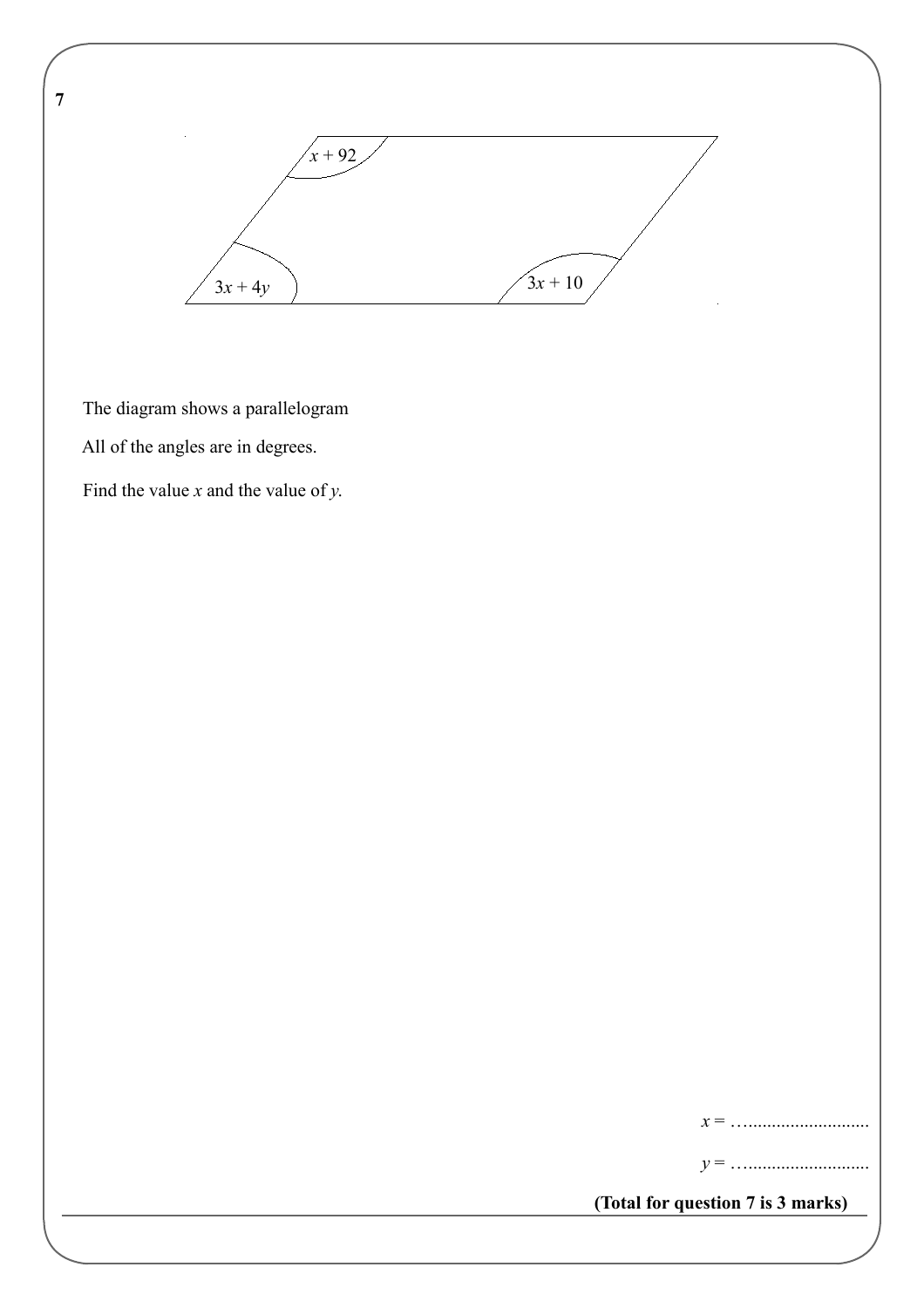**7**

$x + 92$

$3x + 4y$

$3x + 10$

The diagram shows a parallelogram

All of the angles are in degrees.

Find the value $x$ and the value of $y$.

$x$ = …..........................

$y$ = …..........................

**(Total for question 7 is 3 marks)**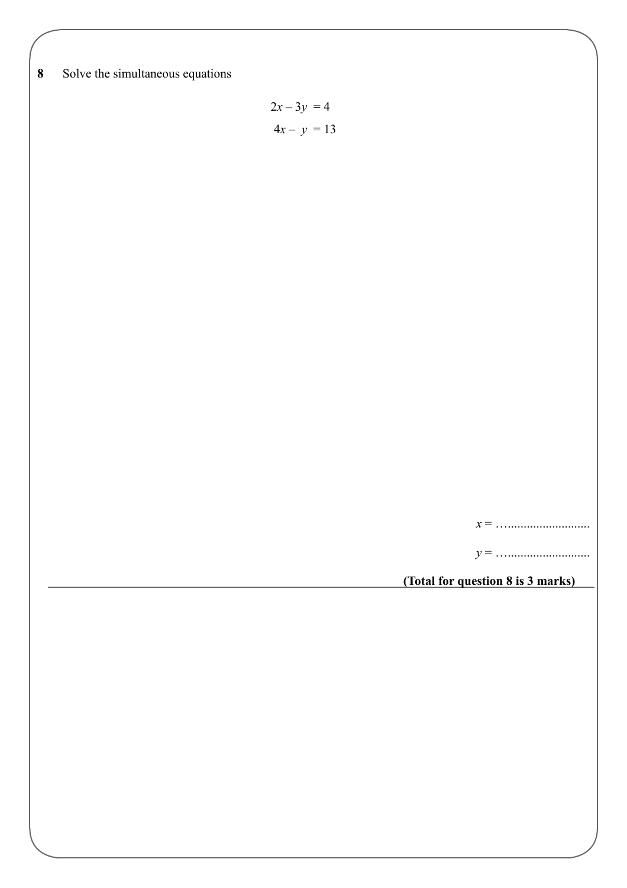**8** Solve the simultaneous equations

$$2x - 3y = 4$$
$$4x - y = 13$$

$x =$ ..............................

$y =$ ..............................

**(Total for question 8 is 3 marks)**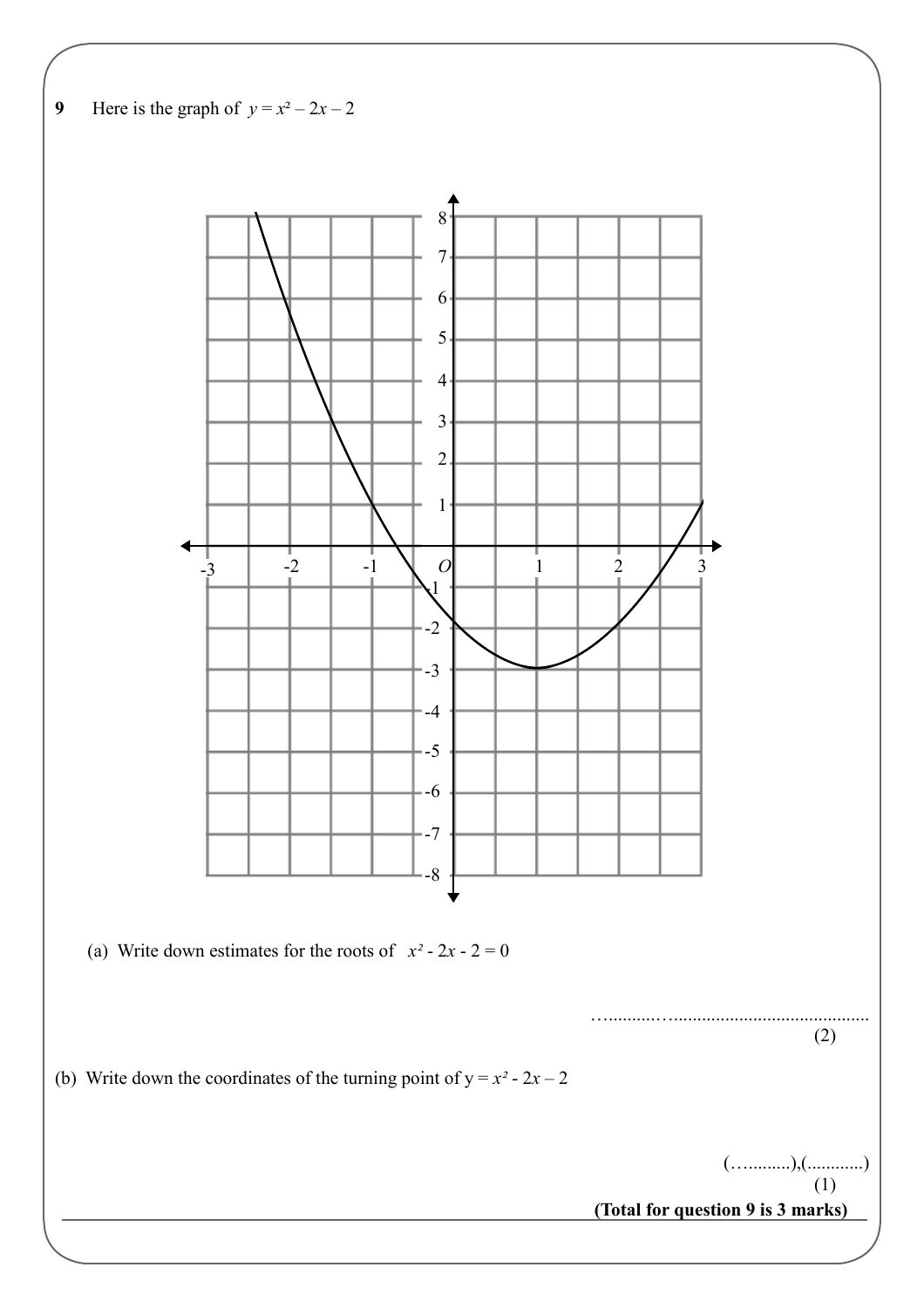**9** Here is the graph of $y = x^2 - 2x - 2$

(a) Write down estimates for the roots of $x^2 - 2x - 2 = 0$

……………………………………………………

(2)

(b) Write down the coordinates of the turning point of $y = x^2 - 2x - 2$

(………),(…………)

(1)

**(Total for question 9 is 3 marks)**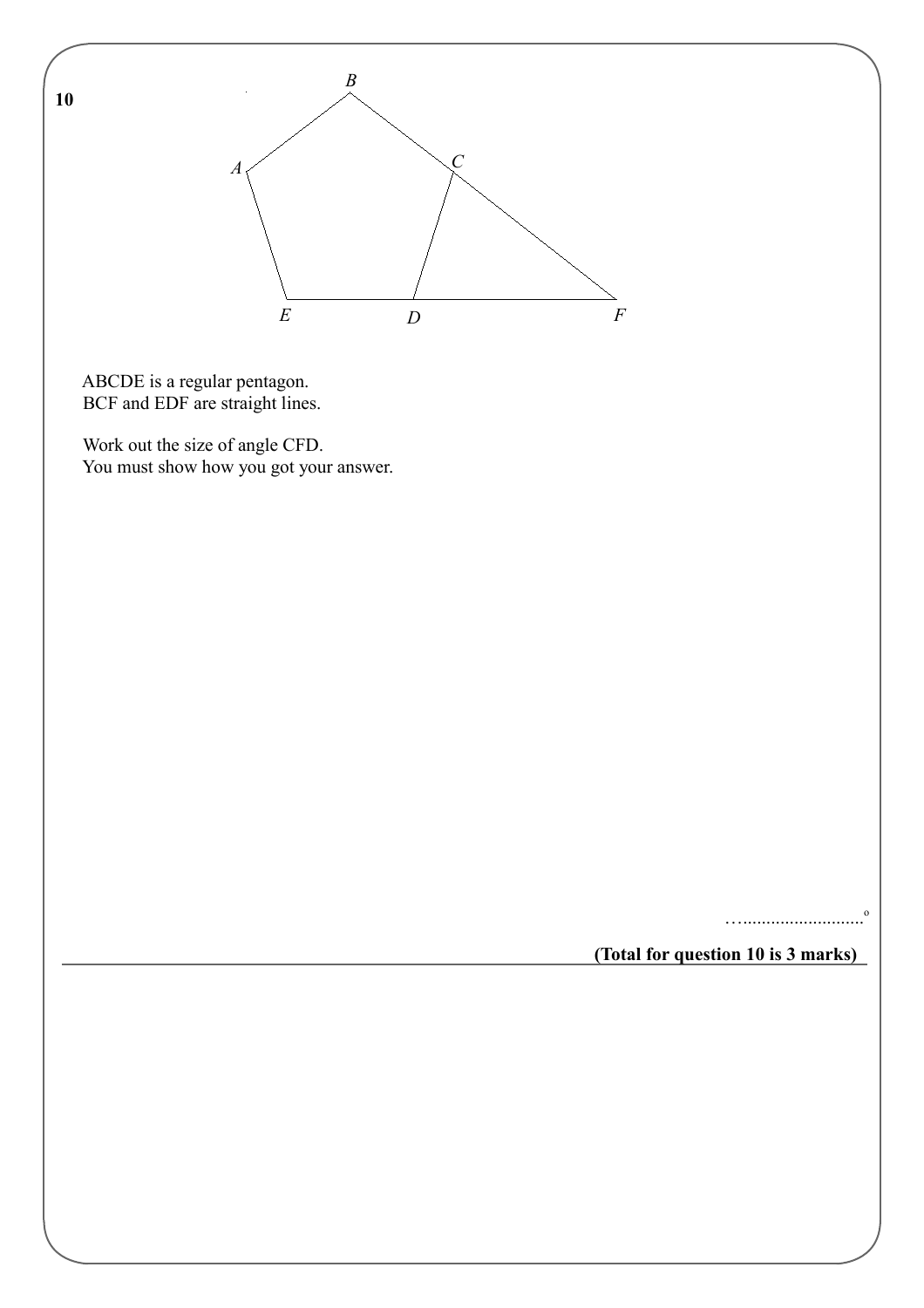**10**

ABCDE is a regular pentagon.
BCF and EDF are straight lines.

Work out the size of angle CFD.
You must show how you got your answer.

…..........................°

**(Total for question 10 is 3 marks)**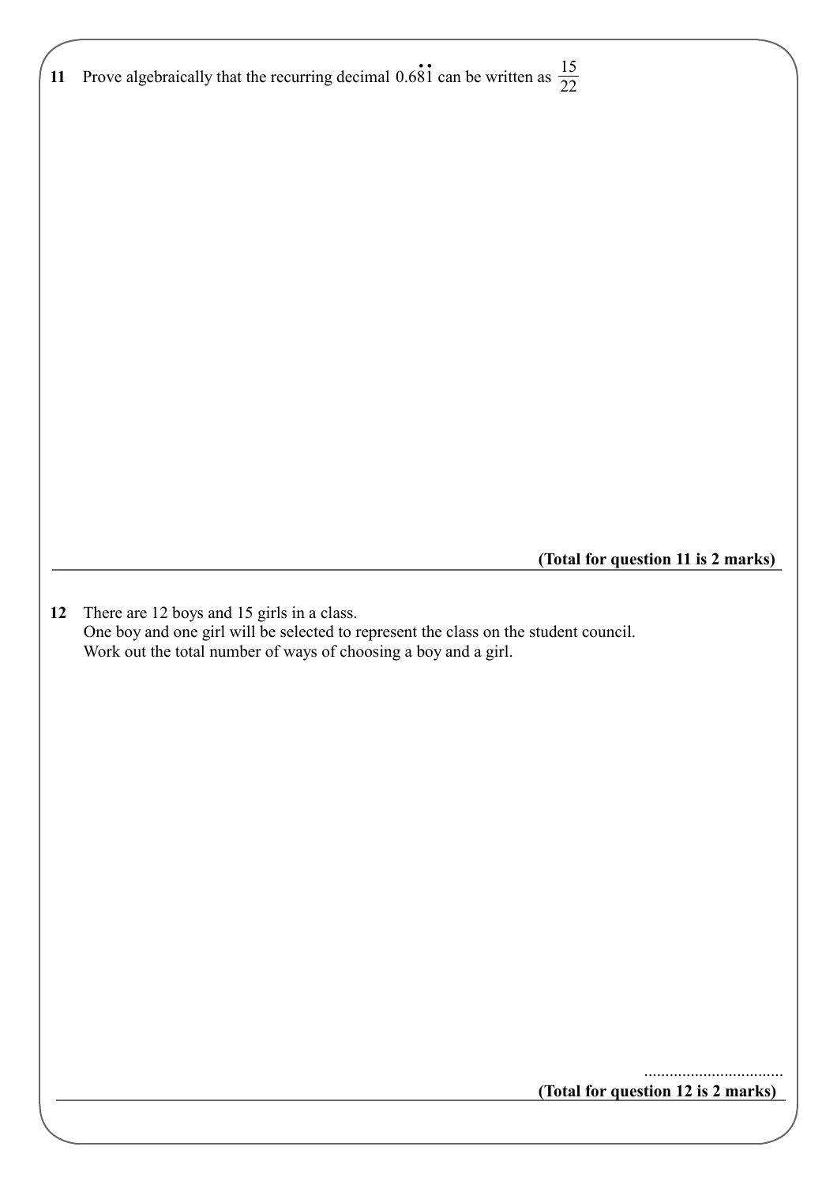**11** Prove algebraically that the recurring decimal $0.6\dot{8}\dot{1}$ can be written as $\frac{15}{22}$

**(Total for question 11 is 2 marks)**

---

**12** There are 12 boys and 15 girls in a class.
One boy and one girl will be selected to represent the class on the student council.
Work out the total number of ways of choosing a boy and a girl.

..................................

**(Total for question 12 is 2 marks)**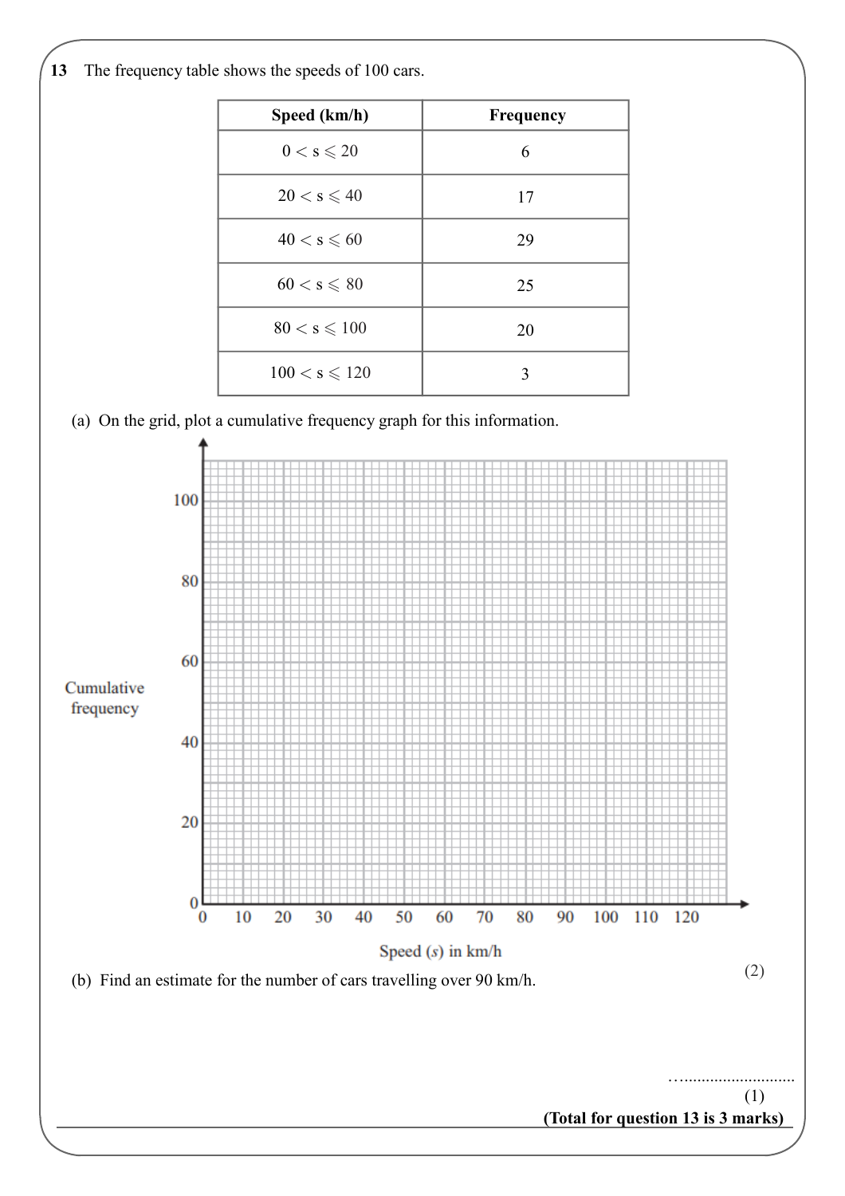**13** The frequency table shows the speeds of 100 cars.

| Speed (km/h) | Frequency |
|---|---|
| $0 < s \leqslant 20$ | 6 |
| $20 < s \leqslant 40$ | 17 |
| $40 < s \leqslant 60$ | 29 |
| $60 < s \leqslant 80$ | 25 |
| $80 < s \leqslant 100$ | 20 |
| $100 < s \leqslant 120$ | 3 |

(a) On the grid, plot a cumulative frequency graph for this information.

Cumulative frequency

0, 20, 40, 60, 80, 100

0, 10, 20, 30, 40, 50, 60, 70, 80, 90, 100, 110, 120

Speed ($s$) in km/h

(2)

(b) Find an estimate for the number of cars travelling over 90 km/h.

…..........................

(1)

**(Total for question 13 is 3 marks)**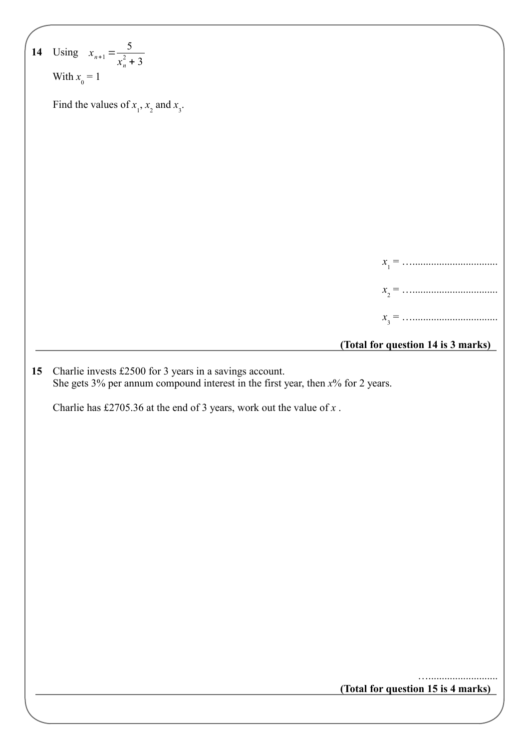**14** Using $x_{n+1} = \dfrac{5}{x_n^2 + 3}$

With $x_0 = 1$

Find the values of $x_1$, $x_2$ and $x_3$.

$x_1$ = ..................................

$x_2$ = ..................................

$x_3$ = ..................................

**(Total for question 14 is 3 marks)**

---

**15** Charlie invests £2500 for 3 years in a savings account.
She gets 3% per annum compound interest in the first year, then $x$% for 2 years.

Charlie has £2705.36 at the end of 3 years, work out the value of $x$ .

..............................

**(Total for question 15 is 4 marks)**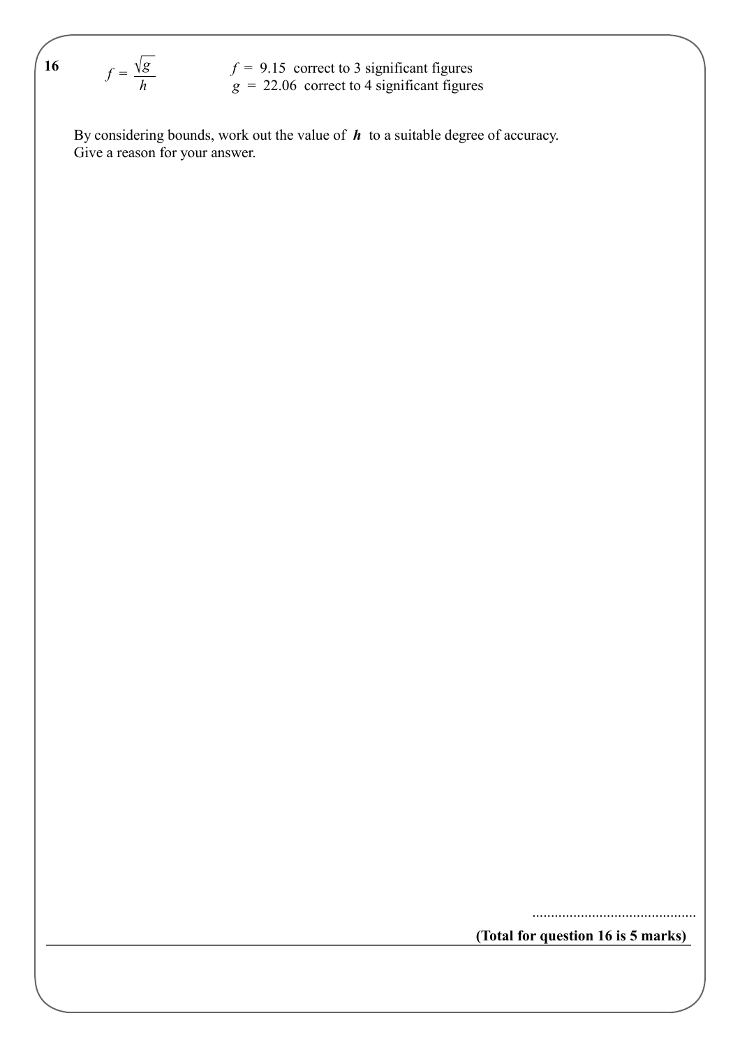**16** $f = \dfrac{\sqrt{g}}{h}$

$f$ = 9.15 correct to 3 significant figures
$g$ = 22.06 correct to 4 significant figures

By considering bounds, work out the value of $\boldsymbol{h}$ to a suitable degree of accuracy.
Give a reason for your answer.

..........................................

**(Total for question 16 is 5 marks)**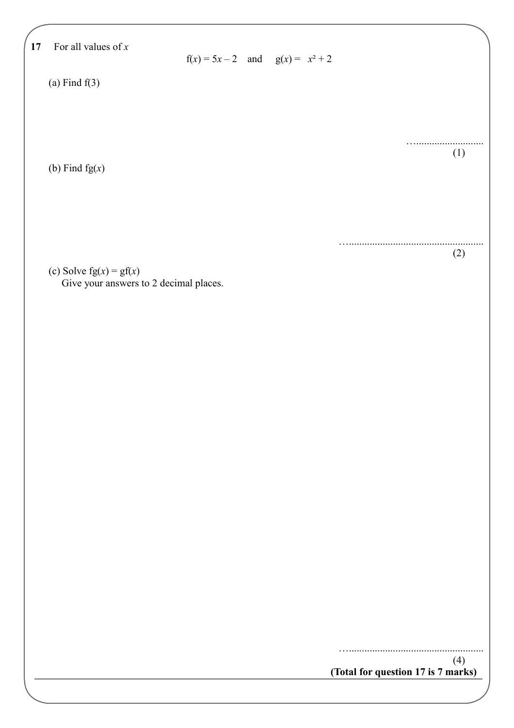**17** For all values of $x$

$$f(x) = 5x - 2 \quad \text{and} \quad g(x) = x^2 + 2$$

(a) Find f(3)

…..........................

(1)

(b) Find fg($x$)

…....................................................

(2)

(c) Solve fg($x$) = gf($x$)
Give your answers to 2 decimal places.

…....................................................

(4)

**(Total for question 17 is 7 marks)**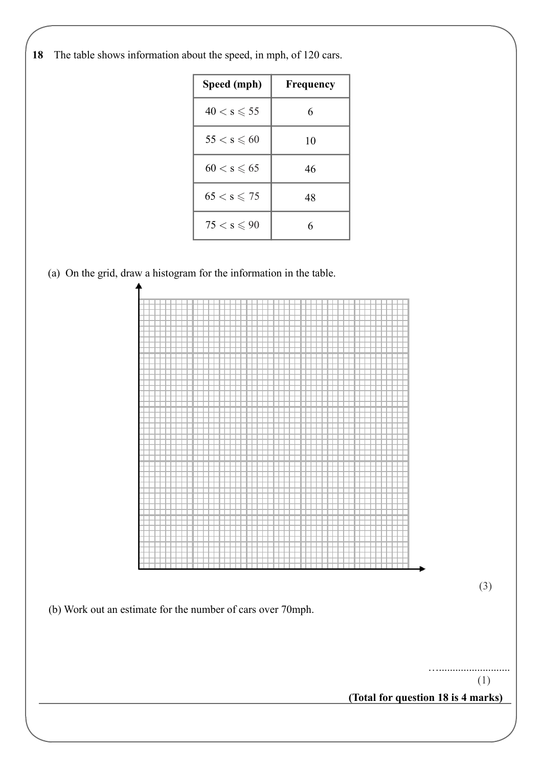**18** The table shows information about the speed, in mph, of 120 cars.

| Speed (mph) | Frequency |
|---|---|
| $40 < s \leqslant 55$ | 6 |
| $55 < s \leqslant 60$ | 10 |
| $60 < s \leqslant 65$ | 46 |
| $65 < s \leqslant 75$ | 48 |
| $75 < s \leqslant 90$ | 6 |

(a) On the grid, draw a histogram for the information in the table.

(3)

(b) Work out an estimate for the number of cars over 70mph.

…..........................

(1)

**(Total for question 18 is 4 marks)**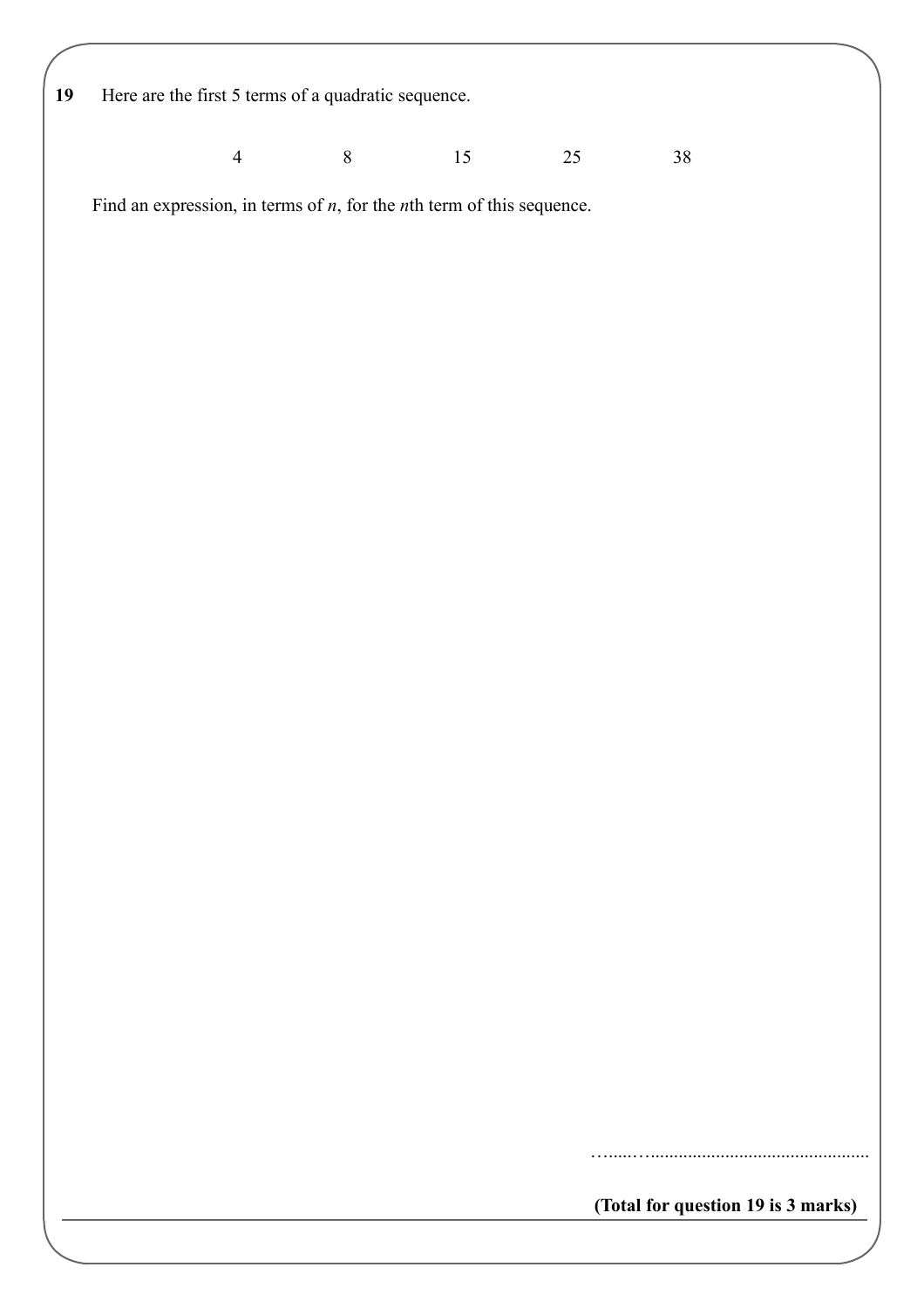**19** Here are the first 5 terms of a quadratic sequence.

$$4 \qquad 8 \qquad 15 \qquad 25 \qquad 38$$

Find an expression, in terms of $n$, for the $n$th term of this sequence.

……..……………………………………

**(Total for question 19 is 3 marks)**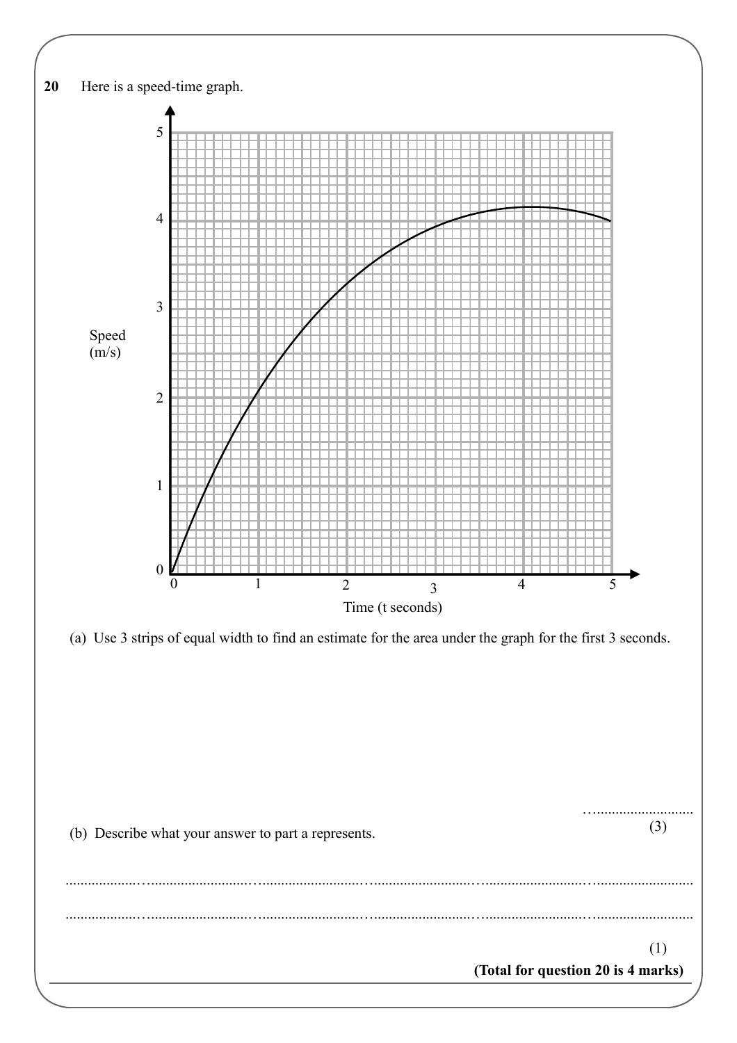**20** Here is a speed-time graph.

(a) Use 3 strips of equal width to find an estimate for the area under the graph for the first 3 seconds.

…..........................

(3)

(b) Describe what your answer to part a represents.

.................................................................................................................................................................

.................................................................................................................................................................

(1)

**(Total for question 20 is 4 marks)**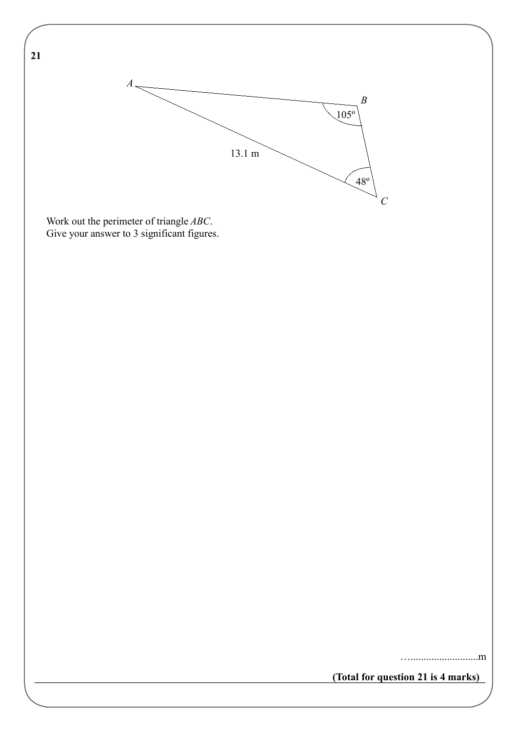**21**

A

B

105°

13.1 m

48°

C

Work out the perimeter of triangle *ABC*.
Give your answer to 3 significant figures.

…..........................m

**(Total for question 21 is 4 marks)**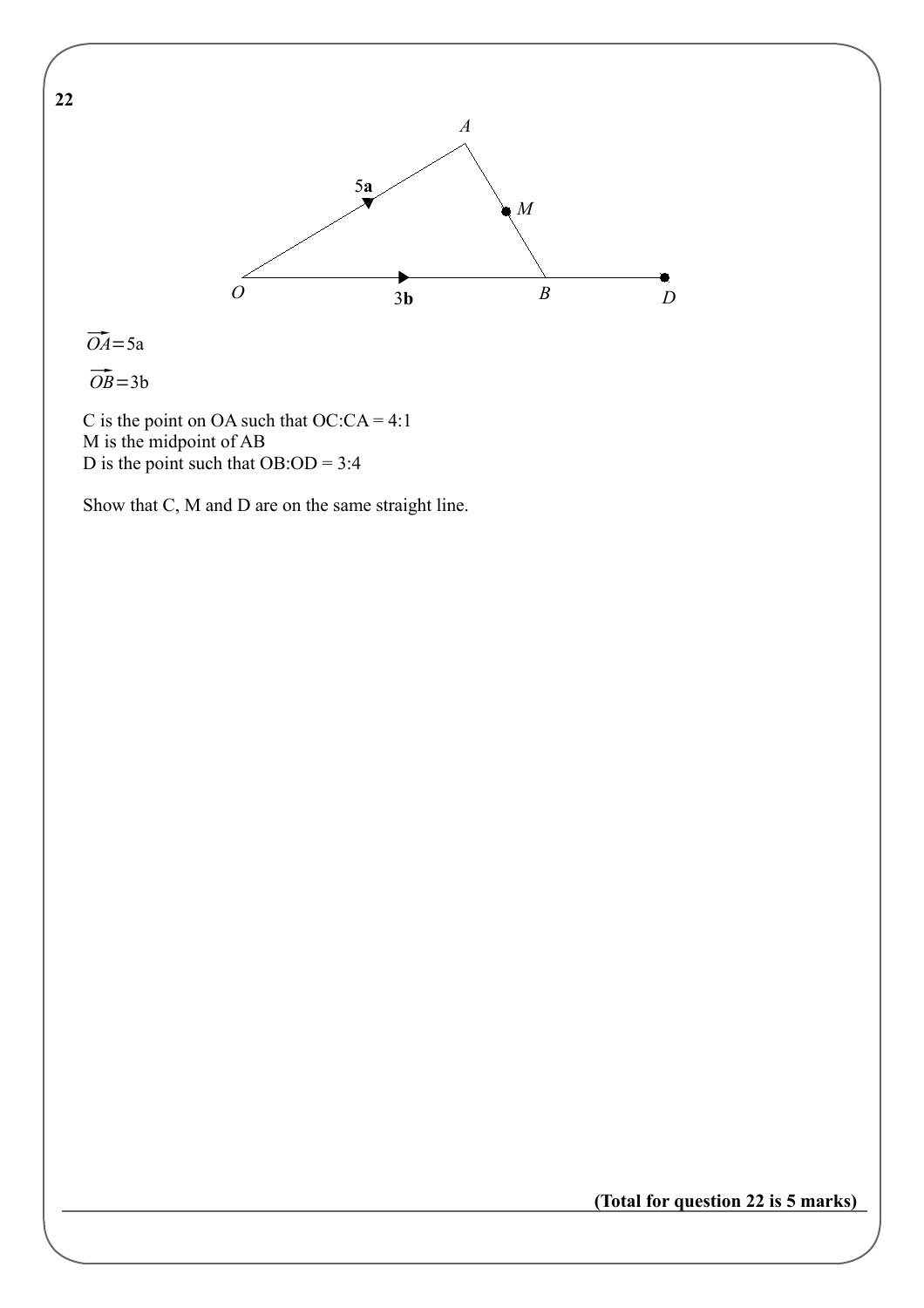**22**

$\overrightarrow{OA} = 5a$

$\overrightarrow{OB} = 3b$

C is the point on OA such that OC:CA = 4:1
M is the midpoint of AB
D is the point such that OB:OD = 3:4

Show that C, M and D are on the same straight line.

**(Total for question 22 is 5 marks)**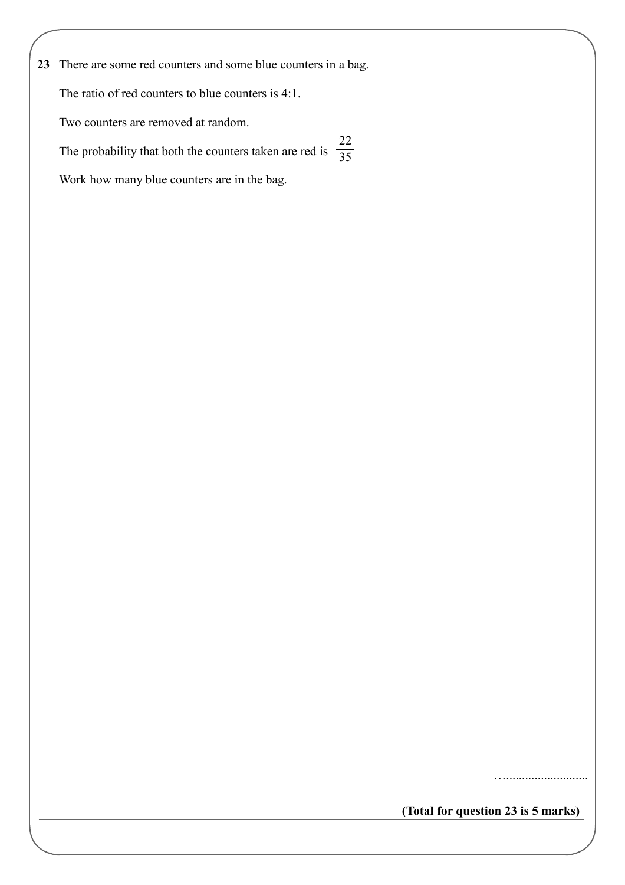**23** There are some red counters and some blue counters in a bag.

The ratio of red counters to blue counters is 4:1.

Two counters are removed at random.

The probability that both the counters taken are red is $\frac{22}{35}$

Work how many blue counters are in the bag.

…..........................

**(Total for question 23 is 5 marks)**